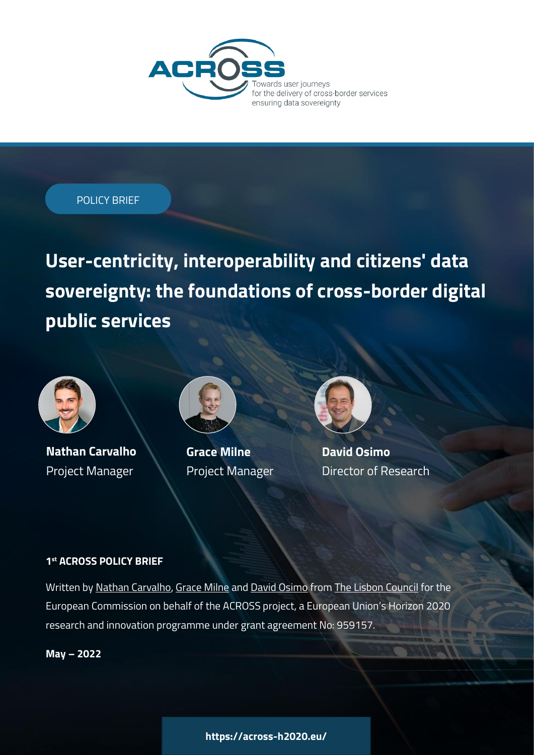ACROSS

Towards user journeys for the delivery of cross-border services ensuring data sovereignty

POLICY BRIEF

# User-centricity, interoperability and citizens' data sovereignty: the foundations of cross-border digital public services

**Nathan Carvalho**
Project Manager

**Grace Milne**
Project Manager

**David Osimo**
Director of Research

**1st ACROSS POLICY BRIEF**

Written by Nathan Carvalho, Grace Milne and David Osimo from The Lisbon Council for the European Commission on behalf of the ACROSS project, a European Union's Horizon 2020 research and innovation programme under grant agreement No: 959157.

**May – 2022**

**https://across-h2020.eu/**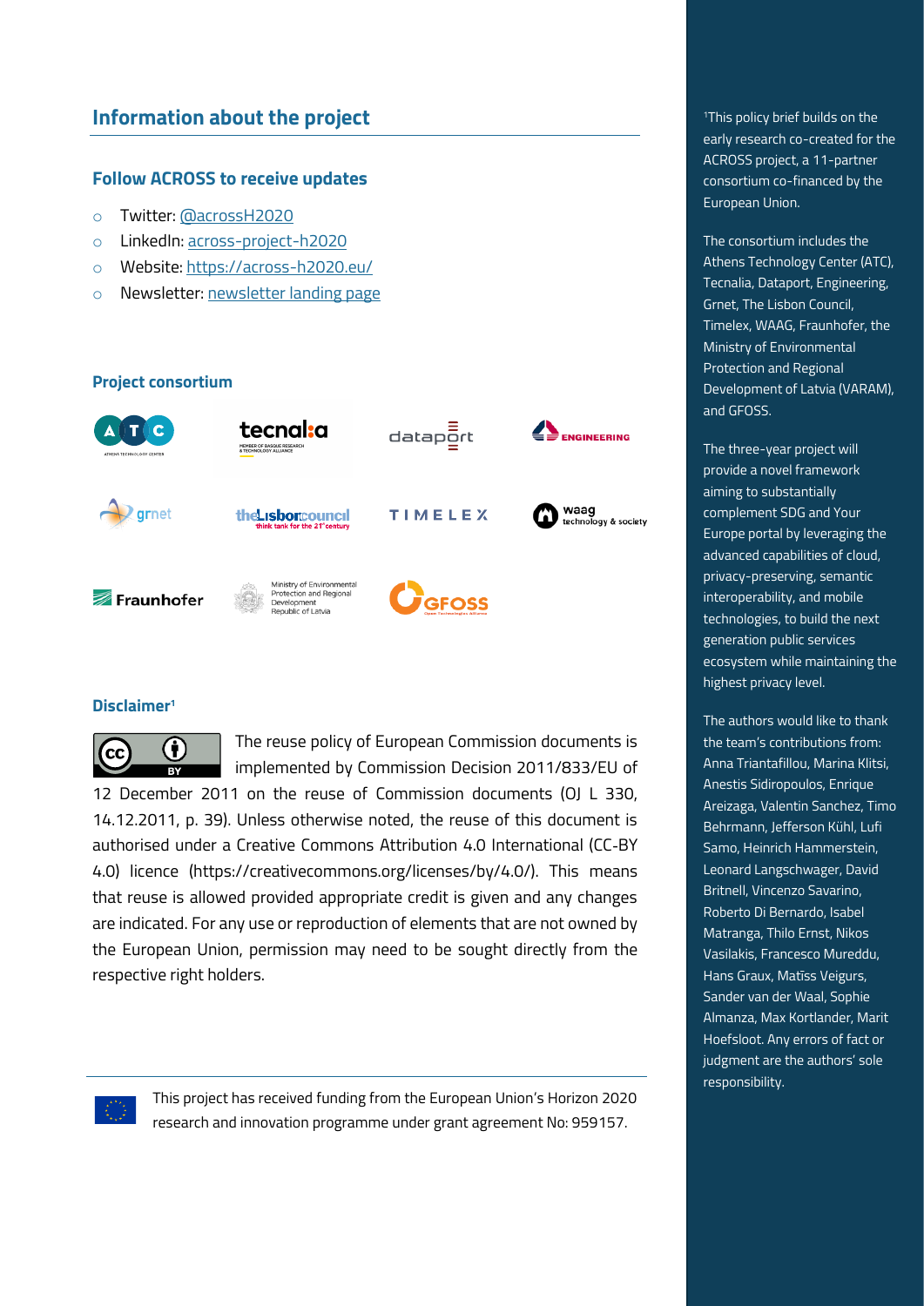## Information about the project

### Follow ACROSS to receive updates

- Twitter: @acrossH2020
- LinkedIn: across-project-h2020
- Website: https://across-h2020.eu/
- Newsletter: newsletter landing page

### Project consortium

ATC, tecnalia, dataport, ENGINEERING, grnet, theLisboncouncil, TIMELEX, waag technology & society, Fraunhofer, Ministry of Environmental Protection and Regional Development Republic of Latvia, GFOSS

### Disclaimer[1]

The reuse policy of European Commission documents is implemented by Commission Decision 2011/833/EU of 12 December 2011 on the reuse of Commission documents (OJ L 330, 14.12.2011, p. 39). Unless otherwise noted, the reuse of this document is authorised under a Creative Commons Attribution 4.0 International (CC-BY 4.0) licence (https://creativecommons.org/licenses/by/4.0/). This means that reuse is allowed provided appropriate credit is given and any changes are indicated. For any use or reproduction of elements that are not owned by the European Union, permission may need to be sought directly from the respective right holders.

This project has received funding from the European Union's Horizon 2020 research and innovation programme under grant agreement No: 959157.

[1]This policy brief builds on the early research co-created for the ACROSS project, a 11-partner consortium co-financed by the European Union.

The consortium includes the Athens Technology Center (ATC), Tecnalia, Dataport, Engineering, Grnet, The Lisbon Council, Timelex, WAAG, Fraunhofer, the Ministry of Environmental Protection and Regional Development of Latvia (VARAM), and GFOSS.

The three-year project will provide a novel framework aiming to substantially complement SDG and Your Europe portal by leveraging the advanced capabilities of cloud, privacy-preserving, semantic interoperability, and mobile technologies, to build the next generation public services ecosystem while maintaining the highest privacy level.

The authors would like to thank the team's contributions from: Anna Triantafillou, Marina Klitsi, Anestis Sidiropoulos, Enrique Areizaga, Valentin Sanchez, Timo Behrmann, Jefferson Kühl, Lufi Samo, Heinrich Hammerstein, Leonard Langschwager, David Britnell, Vincenzo Savarino, Roberto Di Bernardo, Isabel Matranga, Thilo Ernst, Nikos Vasilakis, Francesco Mureddu, Hans Graux, Matīss Veigurs, Sander van der Waal, Sophie Almanza, Max Kortlander, Marit Hoefsloot. Any errors of fact or judgment are the authors' sole responsibility.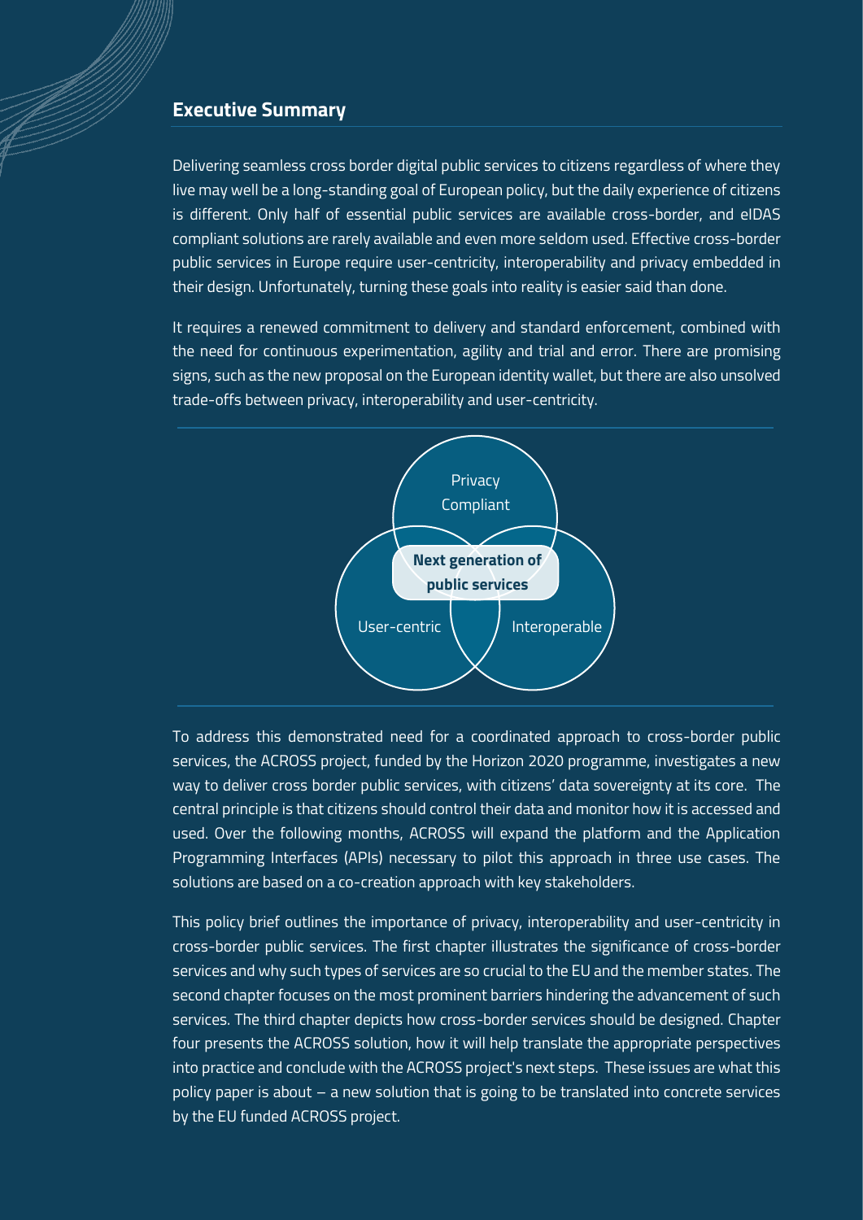## Executive Summary

Delivering seamless cross border digital public services to citizens regardless of where they live may well be a long-standing goal of European policy, but the daily experience of citizens is different. Only half of essential public services are available cross-border, and eIDAS compliant solutions are rarely available and even more seldom used. Effective cross-border public services in Europe require user-centricity, interoperability and privacy embedded in their design. Unfortunately, turning these goals into reality is easier said than done.

It requires a renewed commitment to delivery and standard enforcement, combined with the need for continuous experimentation, agility and trial and error. There are promising signs, such as the new proposal on the European identity wallet, but there are also unsolved trade-offs between privacy, interoperability and user-centricity.

Privacy Compliant

**Next generation of public services**

User-centric

Interoperable

To address this demonstrated need for a coordinated approach to cross-border public services, the ACROSS project, funded by the Horizon 2020 programme, investigates a new way to deliver cross border public services, with citizens' data sovereignty at its core. The central principle is that citizens should control their data and monitor how it is accessed and used. Over the following months, ACROSS will expand the platform and the Application Programming Interfaces (APIs) necessary to pilot this approach in three use cases. The solutions are based on a co-creation approach with key stakeholders.

This policy brief outlines the importance of privacy, interoperability and user-centricity in cross-border public services. The first chapter illustrates the significance of cross-border services and why such types of services are so crucial to the EU and the member states. The second chapter focuses on the most prominent barriers hindering the advancement of such services. The third chapter depicts how cross-border services should be designed. Chapter four presents the ACROSS solution, how it will help translate the appropriate perspectives into practice and conclude with the ACROSS project's next steps. These issues are what this policy paper is about – a new solution that is going to be translated into concrete services by the EU funded ACROSS project.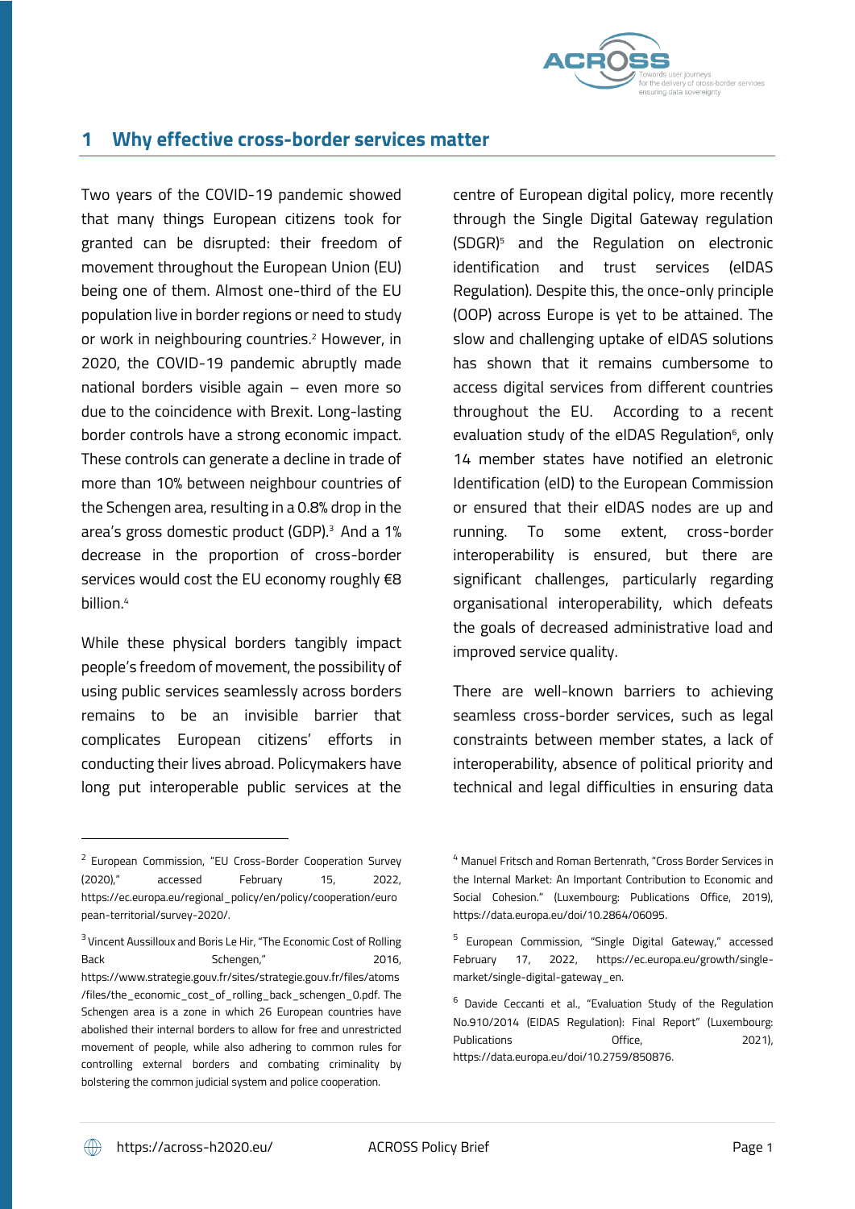# 1 Why effective cross-border services matter

Two years of the COVID-19 pandemic showed that many things European citizens took for granted can be disrupted: their freedom of movement throughout the European Union (EU) being one of them. Almost one-third of the EU population live in border regions or need to study or work in neighbouring countries.[2] However, in 2020, the COVID-19 pandemic abruptly made national borders visible again – even more so due to the coincidence with Brexit. Long-lasting border controls have a strong economic impact. These controls can generate a decline in trade of more than 10% between neighbour countries of the Schengen area, resulting in a 0.8% drop in the area's gross domestic product (GDP).[3] And a 1% decrease in the proportion of cross-border services would cost the EU economy roughly €8 billion.[4]

While these physical borders tangibly impact people's freedom of movement, the possibility of using public services seamlessly across borders remains to be an invisible barrier that complicates European citizens' efforts in conducting their lives abroad. Policymakers have long put interoperable public services at the centre of European digital policy, more recently through the Single Digital Gateway regulation (SDGR)[5] and the Regulation on electronic identification and trust services (eIDAS Regulation). Despite this, the once-only principle (OOP) across Europe is yet to be attained. The slow and challenging uptake of eIDAS solutions has shown that it remains cumbersome to access digital services from different countries throughout the EU. According to a recent evaluation study of the eIDAS Regulation[6], only 14 member states have notified an eletronic Identification (eID) to the European Commission or ensured that their eIDAS nodes are up and running. To some extent, cross-border interoperability is ensured, but there are significant challenges, particularly regarding organisational interoperability, which defeats the goals of decreased administrative load and improved service quality.

There are well-known barriers to achieving seamless cross-border services, such as legal constraints between member states, a lack of interoperability, absence of political priority and technical and legal difficulties in ensuring data

---

[2] European Commission, "EU Cross-Border Cooperation Survey (2020)," accessed February 15, 2022, https://ec.europa.eu/regional_policy/en/policy/cooperation/european-territorial/survey-2020/.

[3] Vincent Aussilloux and Boris Le Hir, "The Economic Cost of Rolling Back Schengen," 2016, https://www.strategie.gouv.fr/sites/strategie.gouv.fr/files/atoms/files/the_economic_cost_of_rolling_back_schengen_0.pdf. The Schengen area is a zone in which 26 European countries have abolished their internal borders to allow for free and unrestricted movement of people, while also adhering to common rules for controlling external borders and combating criminality by bolstering the common judicial system and police cooperation.

[4] Manuel Fritsch and Roman Bertenrath, "Cross Border Services in the Internal Market: An Important Contribution to Economic and Social Cohesion." (Luxembourg: Publications Office, 2019), https://data.europa.eu/doi/10.2864/06095.

[5] European Commission, "Single Digital Gateway," accessed February 17, 2022, https://ec.europa.eu/growth/single-market/single-digital-gateway_en.

[6] Davide Ceccanti et al., "Evaluation Study of the Regulation No.910/2014 (EIDAS Regulation): Final Report" (Luxembourg: Publications Office, 2021), https://data.europa.eu/doi/10.2759/850876.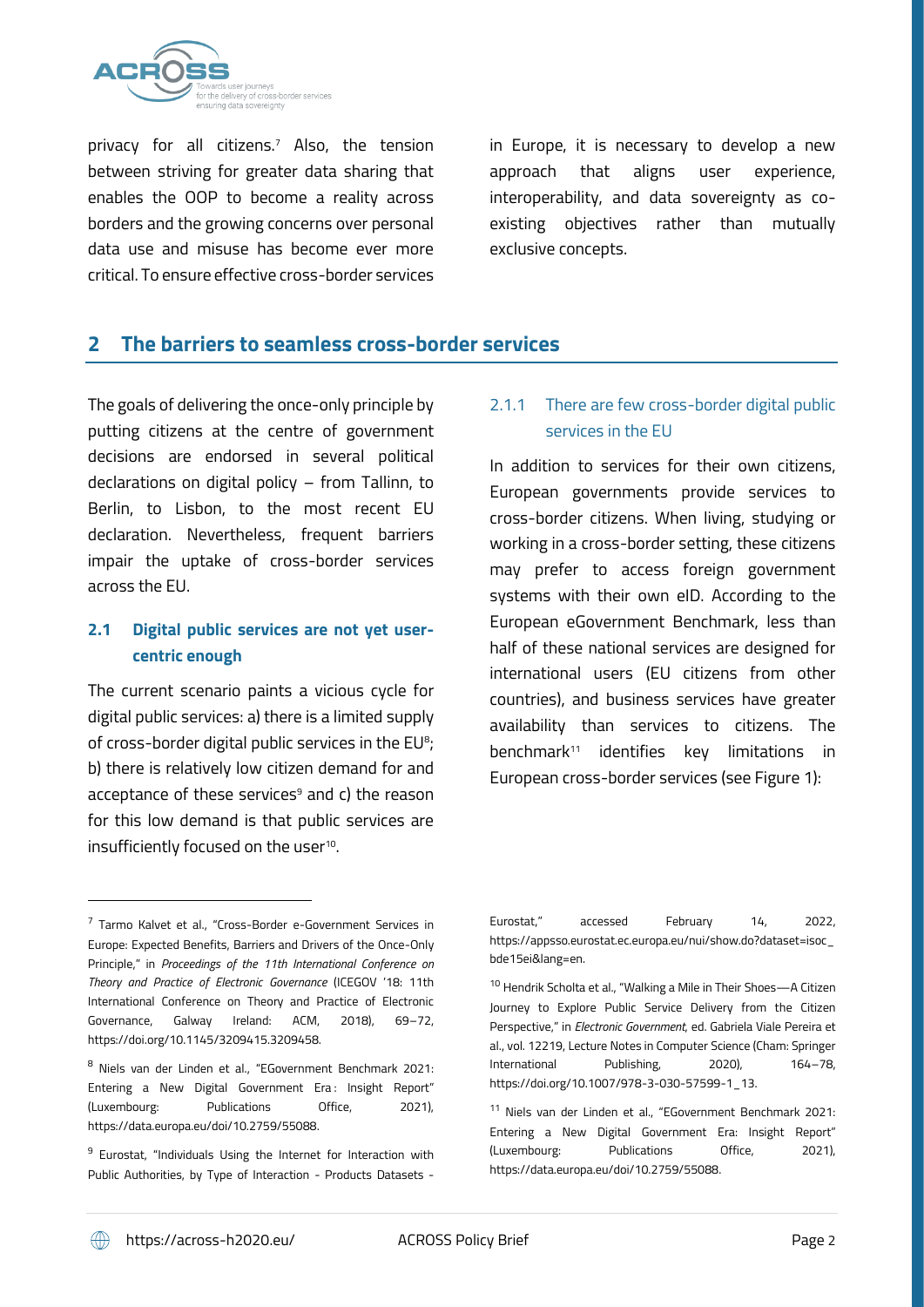privacy for all citizens.[7] Also, the tension between striving for greater data sharing that enables the OOP to become a reality across borders and the growing concerns over personal data use and misuse has become ever more critical. To ensure effective cross-border services in Europe, it is necessary to develop a new approach that aligns user experience, interoperability, and data sovereignty as co-existing objectives rather than mutually exclusive concepts.

## 2 The barriers to seamless cross-border services

The goals of delivering the once-only principle by putting citizens at the centre of government decisions are endorsed in several political declarations on digital policy – from Tallinn, to Berlin, to Lisbon, to the most recent EU declaration. Nevertheless, frequent barriers impair the uptake of cross-border services across the EU.

### 2.1 Digital public services are not yet user-centric enough

The current scenario paints a vicious cycle for digital public services: a) there is a limited supply of cross-border digital public services in the EU[8]; b) there is relatively low citizen demand for and acceptance of these services[9] and c) the reason for this low demand is that public services are insufficiently focused on the user[10].

#### 2.1.1 There are few cross-border digital public services in the EU

In addition to services for their own citizens, European governments provide services to cross-border citizens. When living, studying or working in a cross-border setting, these citizens may prefer to access foreign government systems with their own eID. According to the European eGovernment Benchmark, less than half of these national services are designed for international users (EU citizens from other countries), and business services have greater availability than services to citizens. The benchmark[11] identifies key limitations in European cross-border services (see Figure 1):

---

[7] Tarmo Kalvet et al., "Cross-Border e-Government Services in Europe: Expected Benefits, Barriers and Drivers of the Once-Only Principle," in *Proceedings of the 11th International Conference on Theory and Practice of Electronic Governance* (ICEGOV '18: 11th International Conference on Theory and Practice of Electronic Governance, Galway Ireland: ACM, 2018), 69–72, https://doi.org/10.1145/3209415.3209458.

[8] Niels van der Linden et al., "EGovernment Benchmark 2021: Entering a New Digital Government Era : Insight Report" (Luxembourg: Publications Office, 2021), https://data.europa.eu/doi/10.2759/55088.

[9] Eurostat, "Individuals Using the Internet for Interaction with Public Authorities, by Type of Interaction - Products Datasets - Eurostat," accessed February 14, 2022, https://appsso.eurostat.ec.europa.eu/nui/show.do?dataset=isoc_bde15ei&lang=en.

[10] Hendrik Scholta et al., "Walking a Mile in Their Shoes—A Citizen Journey to Explore Public Service Delivery from the Citizen Perspective," in *Electronic Government*, ed. Gabriela Viale Pereira et al., vol. 12219, Lecture Notes in Computer Science (Cham: Springer International Publishing, 2020), 164–78, https://doi.org/10.1007/978-3-030-57599-1_13.

[11] Niels van der Linden et al., "EGovernment Benchmark 2021: Entering a New Digital Government Era: Insight Report" (Luxembourg: Publications Office, 2021), https://data.europa.eu/doi/10.2759/55088.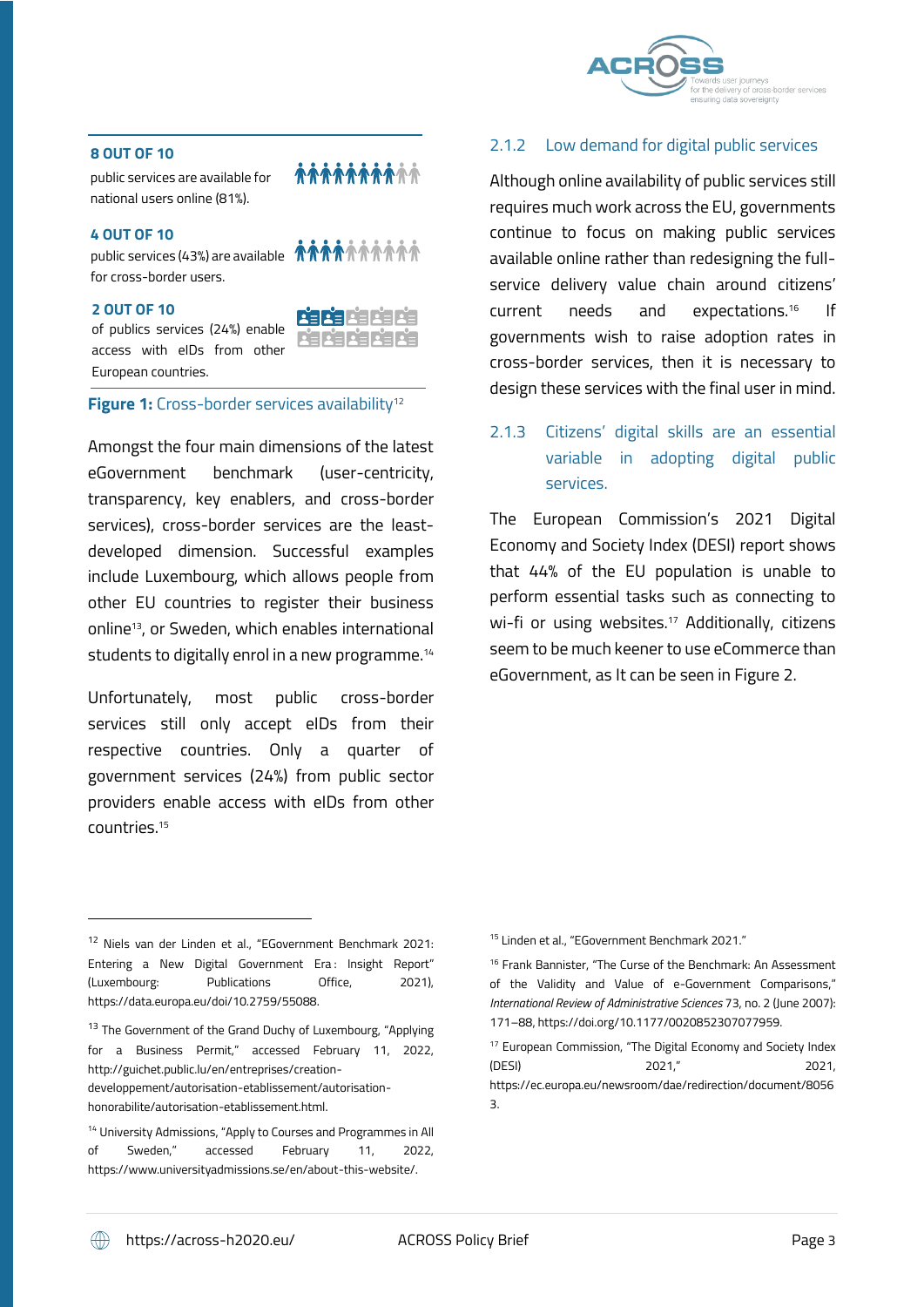**8 OUT OF 10**

public services are available for national users online (81%).

**4 OUT OF 10**

public services (43%) are available for cross-border users.

**2 OUT OF 10**

of publics services (24%) enable access with eIDs from other European countries.

**Figure 1:** Cross-border services availability[12]

Amongst the four main dimensions of the latest eGovernment benchmark (user-centricity, transparency, key enablers, and cross-border services), cross-border services are the least-developed dimension. Successful examples include Luxembourg, which allows people from other EU countries to register their business online[13], or Sweden, which enables international students to digitally enrol in a new programme.[14]

Unfortunately, most public cross-border services still only accept eIDs from their respective countries. Only a quarter of government services (24%) from public sector providers enable access with eIDs from other countries.[15]

### 2.1.2 Low demand for digital public services

Although online availability of public services still requires much work across the EU, governments continue to focus on making public services available online rather than redesigning the full-service delivery value chain around citizens' current needs and expectations.[16] If governments wish to raise adoption rates in cross-border services, then it is necessary to design these services with the final user in mind.

### 2.1.3 Citizens' digital skills are an essential variable in adopting digital public services.

The European Commission's 2021 Digital Economy and Society Index (DESI) report shows that 44% of the EU population is unable to perform essential tasks such as connecting to wi-fi or using websites.[17] Additionally, citizens seem to be much keener to use eCommerce than eGovernment, as It can be seen in Figure 2.

---

[12] Niels van der Linden et al., "EGovernment Benchmark 2021: Entering a New Digital Government Era : Insight Report" (Luxembourg: Publications Office, 2021), https://data.europa.eu/doi/10.2759/55088.

[13] The Government of the Grand Duchy of Luxembourg, "Applying for a Business Permit," accessed February 11, 2022, http://guichet.public.lu/en/entreprises/creation-developpement/autorisation-etablissement/autorisation-honorabilite/autorisation-etablissement.html.

[14] University Admissions, "Apply to Courses and Programmes in All of Sweden," accessed February 11, 2022, https://www.universityadmissions.se/en/about-this-website/.

[15] Linden et al., "EGovernment Benchmark 2021."

[16] Frank Bannister, "The Curse of the Benchmark: An Assessment of the Validity and Value of e-Government Comparisons," *International Review of Administrative Sciences* 73, no. 2 (June 2007): 171–88, https://doi.org/10.1177/0020852307077959.

[17] European Commission, "The Digital Economy and Society Index (DESI) 2021," 2021, https://ec.europa.eu/newsroom/dae/redirection/document/80563.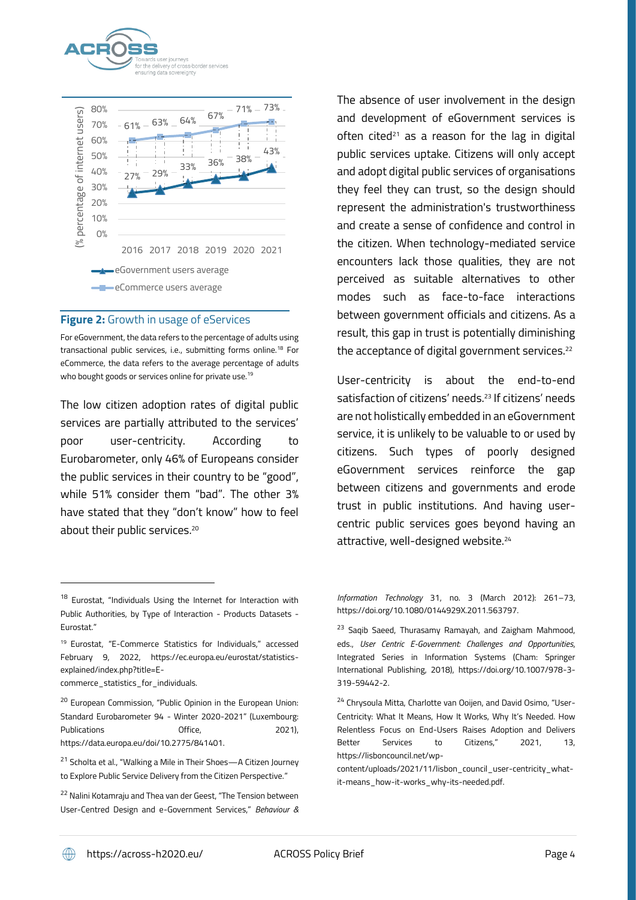**Figure 2:** Growth in usage of eServices

For eGovernment, the data refers to the percentage of adults using transactional public services, i.e., submitting forms online.[18] For eCommerce, the data refers to the average percentage of adults who bought goods or services online for private use.[19]

The low citizen adoption rates of digital public services are partially attributed to the services' poor user-centricity. According to Eurobarometer, only 46% of Europeans consider the public services in their country to be "good", while 51% consider them "bad". The other 3% have stated that they "don't know" how to feel about their public services.[20]

The absence of user involvement in the design and development of eGovernment services is often cited[21] as a reason for the lag in digital public services uptake. Citizens will only accept and adopt digital public services of organisations they feel they can trust, so the design should represent the administration's trustworthiness and create a sense of confidence and control in the citizen. When technology-mediated service encounters lack those qualities, they are not perceived as suitable alternatives to other modes such as face-to-face interactions between government officials and citizens. As a result, this gap in trust is potentially diminishing the acceptance of digital government services.[22]

User-centricity is about the end-to-end satisfaction of citizens' needs.[23] If citizens' needs are not holistically embedded in an eGovernment service, it is unlikely to be valuable to or used by citizens. Such types of poorly designed eGovernment services reinforce the gap between citizens and governments and erode trust in public institutions. And having user-centric public services goes beyond having an attractive, well-designed website.[24]

---

[18] Eurostat, "Individuals Using the Internet for Interaction with Public Authorities, by Type of Interaction - Products Datasets - Eurostat."

[19] Eurostat, "E-Commerce Statistics for Individuals," accessed February 9, 2022, https://ec.europa.eu/eurostat/statistics-explained/index.php?title=E-commerce_statistics_for_individuals.

[20] European Commission, "Public Opinion in the European Union: Standard Eurobarometer 94 - Winter 2020-2021" (Luxembourg: Publications Office, 2021), https://data.europa.eu/doi/10.2775/841401.

[21] Scholta et al., "Walking a Mile in Their Shoes—A Citizen Journey to Explore Public Service Delivery from the Citizen Perspective."

[22] Nalini Kotamraju and Thea van der Geest, "The Tension between User-Centred Design and e-Government Services," *Behaviour & Information Technology* 31, no. 3 (March 2012): 261–73, https://doi.org/10.1080/0144929X.2011.563797.

[23] Saqib Saeed, Thurasamy Ramayah, and Zaigham Mahmood, eds., *User Centric E-Government: Challenges and Opportunities*, Integrated Series in Information Systems (Cham: Springer International Publishing, 2018), https://doi.org/10.1007/978-3-319-59442-2.

[24] Chrysoula Mitta, Charlotte van Ooijen, and David Osimo, "User-Centricity: What It Means, How It Works, Why It's Needed. How Relentless Focus on End-Users Raises Adoption and Delivers Better Services to Citizens," 2021, 13, https://lisboncouncil.net/wp-content/uploads/2021/11/lisbon_council_user-centricity_what-it-means_how-it-works_why-its-needed.pdf.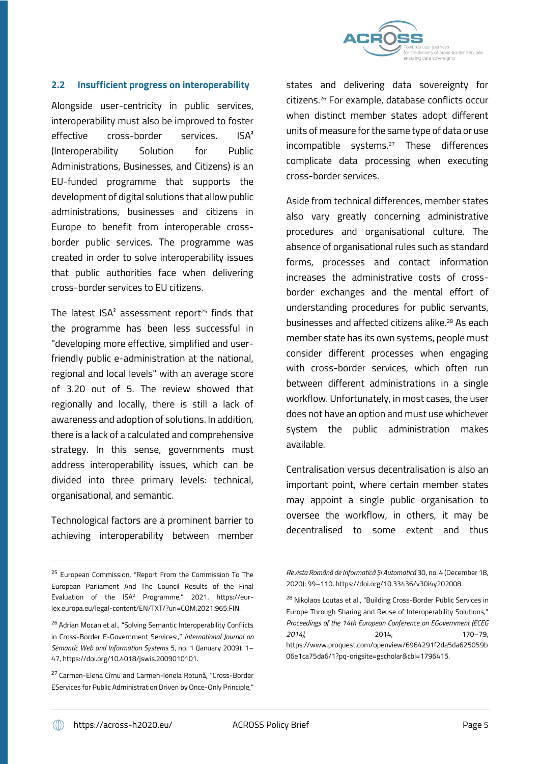## 2.2 Insufficient progress on interoperability

Alongside user-centricity in public services, interoperability must also be improved to foster effective cross-border services. ISA² (Interoperability Solution for Public Administrations, Businesses, and Citizens) is an EU-funded programme that supports the development of digital solutions that allow public administrations, businesses and citizens in Europe to benefit from interoperable cross-border public services. The programme was created in order to solve interoperability issues that public authorities face when delivering cross-border services to EU citizens.

The latest ISA² assessment report[25] finds that the programme has been less successful in "developing more effective, simplified and user-friendly public e-administration at the national, regional and local levels" with an average score of 3.20 out of 5. The review showed that regionally and locally, there is still a lack of awareness and adoption of solutions. In addition, there is a lack of a calculated and comprehensive strategy. In this sense, governments must address interoperability issues, which can be divided into three primary levels: technical, organisational, and semantic.

Technological factors are a prominent barrier to achieving interoperability between member states and delivering data sovereignty for citizens.[26] For example, database conflicts occur when distinct member states adopt different units of measure for the same type of data or use incompatible systems.[27] These differences complicate data processing when executing cross-border services.

Aside from technical differences, member states also vary greatly concerning administrative procedures and organisational culture. The absence of organisational rules such as standard forms, processes and contact information increases the administrative costs of cross-border exchanges and the mental effort of understanding procedures for public servants, businesses and affected citizens alike.[28] As each member state has its own systems, people must consider different processes when engaging with cross-border services, which often run between different administrations in a single workflow. Unfortunately, in most cases, the user does not have an option and must use whichever system the public administration makes available.

Centralisation versus decentralisation is also an important point, where certain member states may appoint a single public organisation to oversee the workflow, in others, it may be decentralised to some extent and thus

---

[25] European Commission, "Report From the Commission To The European Parliament And The Council Results of the Final Evaluation of the ISA² Programme," 2021, https://eur-lex.europa.eu/legal-content/EN/TXT/?uri=COM:2021:965:FIN.

[26] Adrian Mocan et al., "Solving Semantic Interoperability Conflicts in Cross-Border E-Government Services:," *International Journal on Semantic Web and Information Systems* 5, no. 1 (January 2009): 1–47, https://doi.org/10.4018/jswis.2009010101.

[27] Carmen-Elena Cîrnu and Carmen-Ionela Rotună, "Cross-Border EServices for Public Administration Driven by Once-Only Principle," *Revista Română de Informatică Și Automatică* 30, no. 4 (December 18, 2020): 99–110, https://doi.org/10.33436/v30i4y202008.

[28] Nikolaos Loutas et al., "Building Cross-Border Public Services in Europe Through Sharing and Reuse of Interoperability Solutions," *Proceedings of the 14th European Conference on EGovernment (ECEG 2014)*, 2014, 170–79, https://www.proquest.com/openview/6964291f2da5da625059b06e1ca75da6/1?pq-origsite=gscholar&cbl=1796415.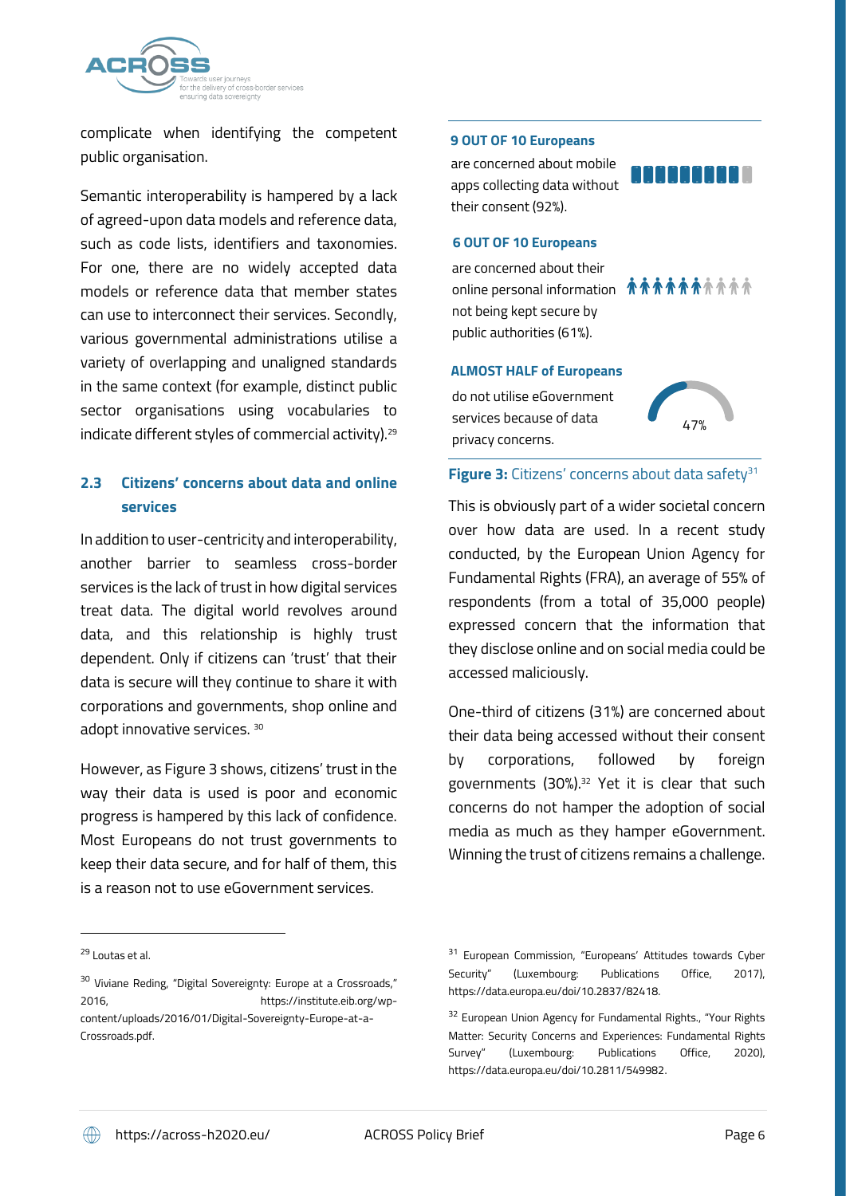complicate when identifying the competent public organisation.

Semantic interoperability is hampered by a lack of agreed-upon data models and reference data, such as code lists, identifiers and taxonomies. For one, there are no widely accepted data models or reference data that member states can use to interconnect their services. Secondly, various governmental administrations utilise a variety of overlapping and unaligned standards in the same context (for example, distinct public sector organisations using vocabularies to indicate different styles of commercial activity).[29]

### 2.3 Citizens' concerns about data and online services

In addition to user-centricity and interoperability, another barrier to seamless cross-border services is the lack of trust in how digital services treat data. The digital world revolves around data, and this relationship is highly trust dependent. Only if citizens can 'trust' that their data is secure will they continue to share it with corporations and governments, shop online and adopt innovative services. [30]

However, as Figure 3 shows, citizens' trust in the way their data is used is poor and economic progress is hampered by this lack of confidence. Most Europeans do not trust governments to keep their data secure, and for half of them, this is a reason not to use eGovernment services.

**9 OUT OF 10 Europeans**

are concerned about mobile apps collecting data without their consent (92%).

**6 OUT OF 10 Europeans**

are concerned about their online personal information not being kept secure by public authorities (61%).

**ALMOST HALF of Europeans**

do not utilise eGovernment services because of data privacy concerns.

47%

**Figure 3:** Citizens' concerns about data safety[31]

This is obviously part of a wider societal concern over how data are used. In a recent study conducted, by the European Union Agency for Fundamental Rights (FRA), an average of 55% of respondents (from a total of 35,000 people) expressed concern that the information that they disclose online and on social media could be accessed maliciously.

One-third of citizens (31%) are concerned about their data being accessed without their consent by corporations, followed by foreign governments (30%).[32] Yet it is clear that such concerns do not hamper the adoption of social media as much as they hamper eGovernment. Winning the trust of citizens remains a challenge.

---

[29] Loutas et al.

[30] Viviane Reding, "Digital Sovereignty: Europe at a Crossroads," 2016, https://institute.eib.org/wp-content/uploads/2016/01/Digital-Sovereignty-Europe-at-a-Crossroads.pdf.

[31] European Commission, "Europeans' Attitudes towards Cyber Security" (Luxembourg: Publications Office, 2017), https://data.europa.eu/doi/10.2837/82418.

[32] European Union Agency for Fundamental Rights., "Your Rights Matter: Security Concerns and Experiences: Fundamental Rights Survey" (Luxembourg: Publications Office, 2020), https://data.europa.eu/doi/10.2811/549982.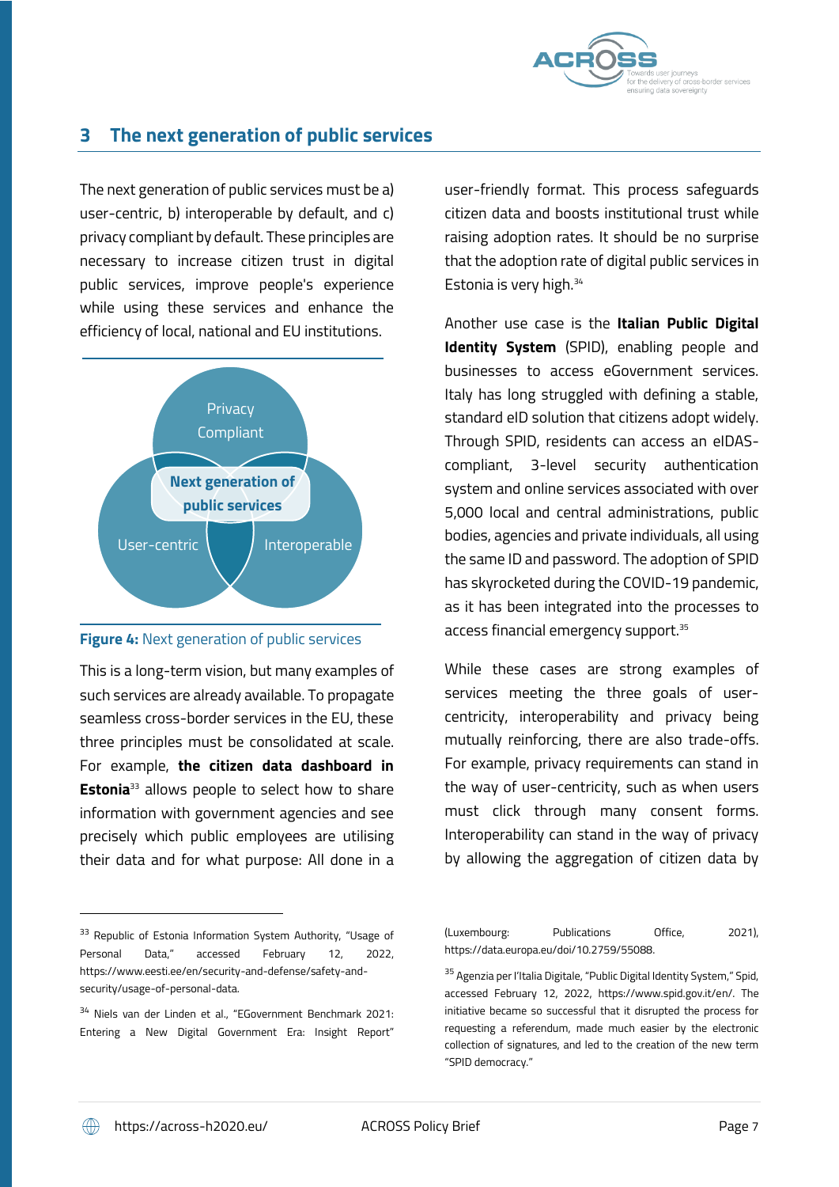## 3 The next generation of public services

The next generation of public services must be a) user-centric, b) interoperable by default, and c) privacy compliant by default. These principles are necessary to increase citizen trust in digital public services, improve people's experience while using these services and enhance the efficiency of local, national and EU institutions.

**Figure 4:** Next generation of public services

This is a long-term vision, but many examples of such services are already available. To propagate seamless cross-border services in the EU, these three principles must be consolidated at scale. For example, **the citizen data dashboard in Estonia**[33] allows people to select how to share information with government agencies and see precisely which public employees are utilising their data and for what purpose: All done in a user-friendly format. This process safeguards citizen data and boosts institutional trust while raising adoption rates. It should be no surprise that the adoption rate of digital public services in Estonia is very high.[34]

Another use case is the **Italian Public Digital Identity System** (SPID), enabling people and businesses to access eGovernment services. Italy has long struggled with defining a stable, standard eID solution that citizens adopt widely. Through SPID, residents can access an eIDAS-compliant, 3-level security authentication system and online services associated with over 5,000 local and central administrations, public bodies, agencies and private individuals, all using the same ID and password. The adoption of SPID has skyrocketed during the COVID-19 pandemic, as it has been integrated into the processes to access financial emergency support.[35]

While these cases are strong examples of services meeting the three goals of user-centricity, interoperability and privacy being mutually reinforcing, there are also trade-offs. For example, privacy requirements can stand in the way of user-centricity, such as when users must click through many consent forms. Interoperability can stand in the way of privacy by allowing the aggregation of citizen data by

---

[33] Republic of Estonia Information System Authority, "Usage of Personal Data," accessed February 12, 2022, https://www.eesti.ee/en/security-and-defense/safety-and-security/usage-of-personal-data.

[34] Niels van der Linden et al., "EGovernment Benchmark 2021: Entering a New Digital Government Era: Insight Report" (Luxembourg: Publications Office, 2021), https://data.europa.eu/doi/10.2759/55088.

[35] Agenzia per l'Italia Digitale, "Public Digital Identity System," Spid, accessed February 12, 2022, https://www.spid.gov.it/en/. The initiative became so successful that it disrupted the process for requesting a referendum, made much easier by the electronic collection of signatures, and led to the creation of the new term "SPID democracy."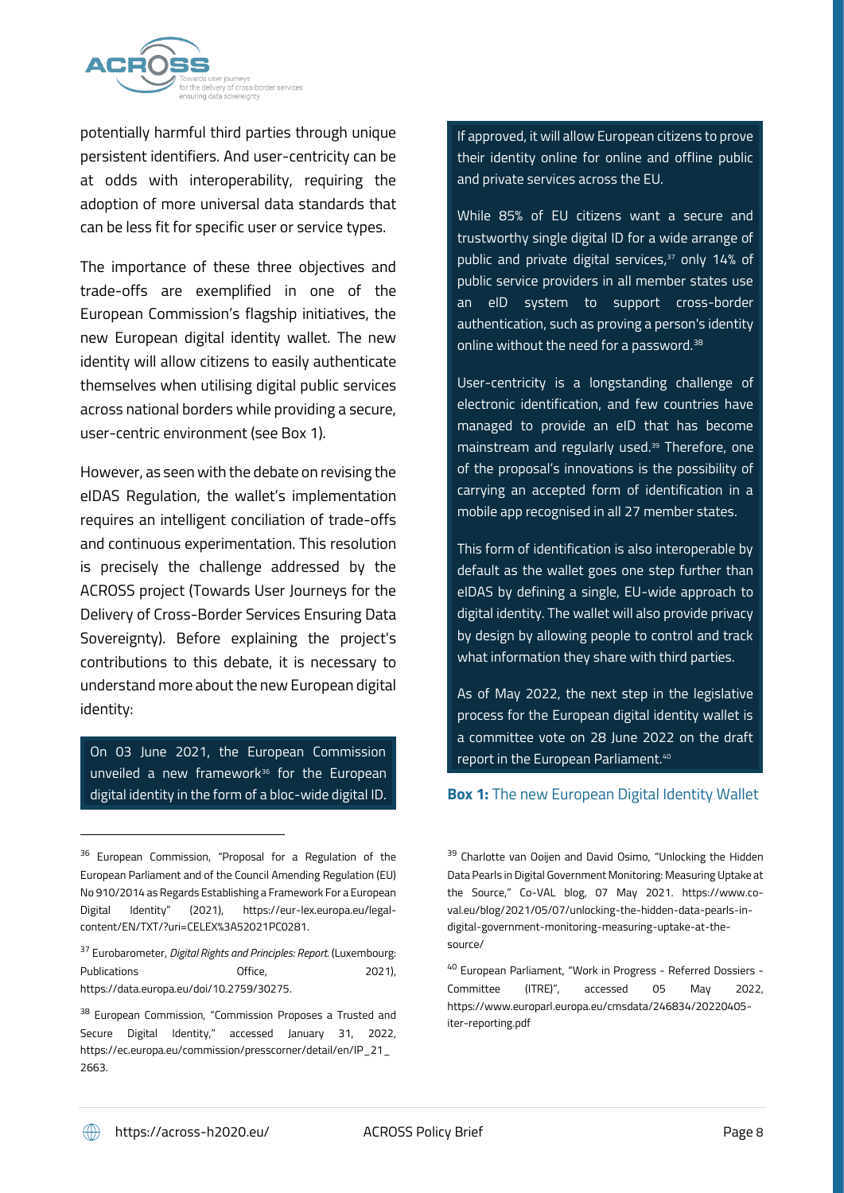potentially harmful third parties through unique persistent identifiers. And user-centricity can be at odds with interoperability, requiring the adoption of more universal data standards that can be less fit for specific user or service types.

The importance of these three objectives and trade-offs are exemplified in one of the European Commission's flagship initiatives, the new European digital identity wallet. The new identity will allow citizens to easily authenticate themselves when utilising digital public services across national borders while providing a secure, user-centric environment (see Box 1).

However, as seen with the debate on revising the eIDAS Regulation, the wallet's implementation requires an intelligent conciliation of trade-offs and continuous experimentation. This resolution is precisely the challenge addressed by the ACROSS project (Towards User Journeys for the Delivery of Cross-Border Services Ensuring Data Sovereignty). Before explaining the project's contributions to this debate, it is necessary to understand more about the new European digital identity:

> On 03 June 2021, the European Commission unveiled a new framework[36] for the European digital identity in the form of a bloc-wide digital ID. If approved, it will allow European citizens to prove their identity online for online and offline public and private services across the EU.
>
> While 85% of EU citizens want a secure and trustworthy single digital ID for a wide arrange of public and private digital services,[37] only 14% of public service providers in all member states use an eID system to support cross-border authentication, such as proving a person's identity online without the need for a password.[38]
>
> User-centricity is a longstanding challenge of electronic identification, and few countries have managed to provide an eID that has become mainstream and regularly used.[39] Therefore, one of the proposal's innovations is the possibility of carrying an accepted form of identification in a mobile app recognised in all 27 member states.
>
> This form of identification is also interoperable by default as the wallet goes one step further than eIDAS by defining a single, EU-wide approach to digital identity. The wallet will also provide privacy by design by allowing people to control and track what information they share with third parties.
>
> As of May 2022, the next step in the legislative process for the European digital identity wallet is a committee vote on 28 June 2022 on the draft report in the European Parliament.[40]

**Box 1:** The new European Digital Identity Wallet

---

[36] European Commission, "Proposal for a Regulation of the European Parliament and of the Council Amending Regulation (EU) No 910/2014 as Regards Establishing a Framework For a European Digital Identity" (2021), https://eur-lex.europa.eu/legal-content/EN/TXT/?uri=CELEX%3A52021PC0281.

[37] Eurobarometer, *Digital Rights and Principles: Report*. (Luxembourg: Publications Office, 2021), https://data.europa.eu/doi/10.2759/30275.

[38] European Commission, "Commission Proposes a Trusted and Secure Digital Identity," accessed January 31, 2022, https://ec.europa.eu/commission/presscorner/detail/en/IP_21_2663.

[39] Charlotte van Ooijen and David Osimo, "Unlocking the Hidden Data Pearls in Digital Government Monitoring: Measuring Uptake at the Source," Co-VAL blog, 07 May 2021. https://www.co-val.eu/blog/2021/05/07/unlocking-the-hidden-data-pearls-in-digital-government-monitoring-measuring-uptake-at-the-source/

[40] European Parliament, "Work in Progress - Referred Dossiers - Committee (ITRE)", accessed 05 May 2022, https://www.europarl.europa.eu/cmsdata/246834/20220405-iter-reporting.pdf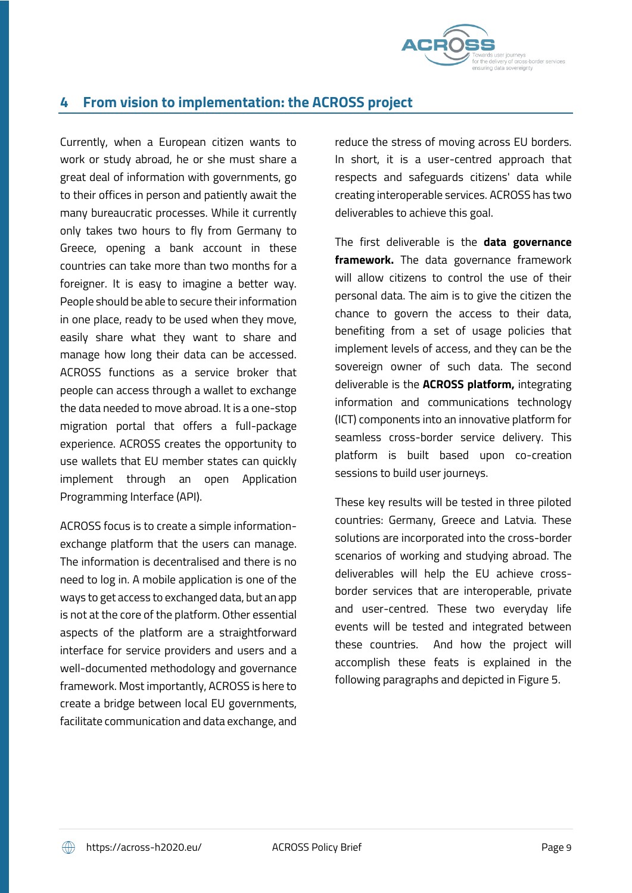## 4 From vision to implementation: the ACROSS project

Currently, when a European citizen wants to work or study abroad, he or she must share a great deal of information with governments, go to their offices in person and patiently await the many bureaucratic processes. While it currently only takes two hours to fly from Germany to Greece, opening a bank account in these countries can take more than two months for a foreigner. It is easy to imagine a better way. People should be able to secure their information in one place, ready to be used when they move, easily share what they want to share and manage how long their data can be accessed. ACROSS functions as a service broker that people can access through a wallet to exchange the data needed to move abroad. It is a one-stop migration portal that offers a full-package experience. ACROSS creates the opportunity to use wallets that EU member states can quickly implement through an open Application Programming Interface (API).

ACROSS focus is to create a simple information-exchange platform that the users can manage. The information is decentralised and there is no need to log in. A mobile application is one of the ways to get access to exchanged data, but an app is not at the core of the platform. Other essential aspects of the platform are a straightforward interface for service providers and users and a well-documented methodology and governance framework. Most importantly, ACROSS is here to create a bridge between local EU governments, facilitate communication and data exchange, and reduce the stress of moving across EU borders. In short, it is a user-centred approach that respects and safeguards citizens' data while creating interoperable services. ACROSS has two deliverables to achieve this goal.

The first deliverable is the **data governance framework.** The data governance framework will allow citizens to control the use of their personal data. The aim is to give the citizen the chance to govern the access to their data, benefiting from a set of usage policies that implement levels of access, and they can be the sovereign owner of such data. The second deliverable is the **ACROSS platform,** integrating information and communications technology (ICT) components into an innovative platform for seamless cross-border service delivery. This platform is built based upon co-creation sessions to build user journeys.

These key results will be tested in three piloted countries: Germany, Greece and Latvia. These solutions are incorporated into the cross-border scenarios of working and studying abroad. The deliverables will help the EU achieve cross-border services that are interoperable, private and user-centred. These two everyday life events will be tested and integrated between these countries. And how the project will accomplish these feats is explained in the following paragraphs and depicted in Figure 5.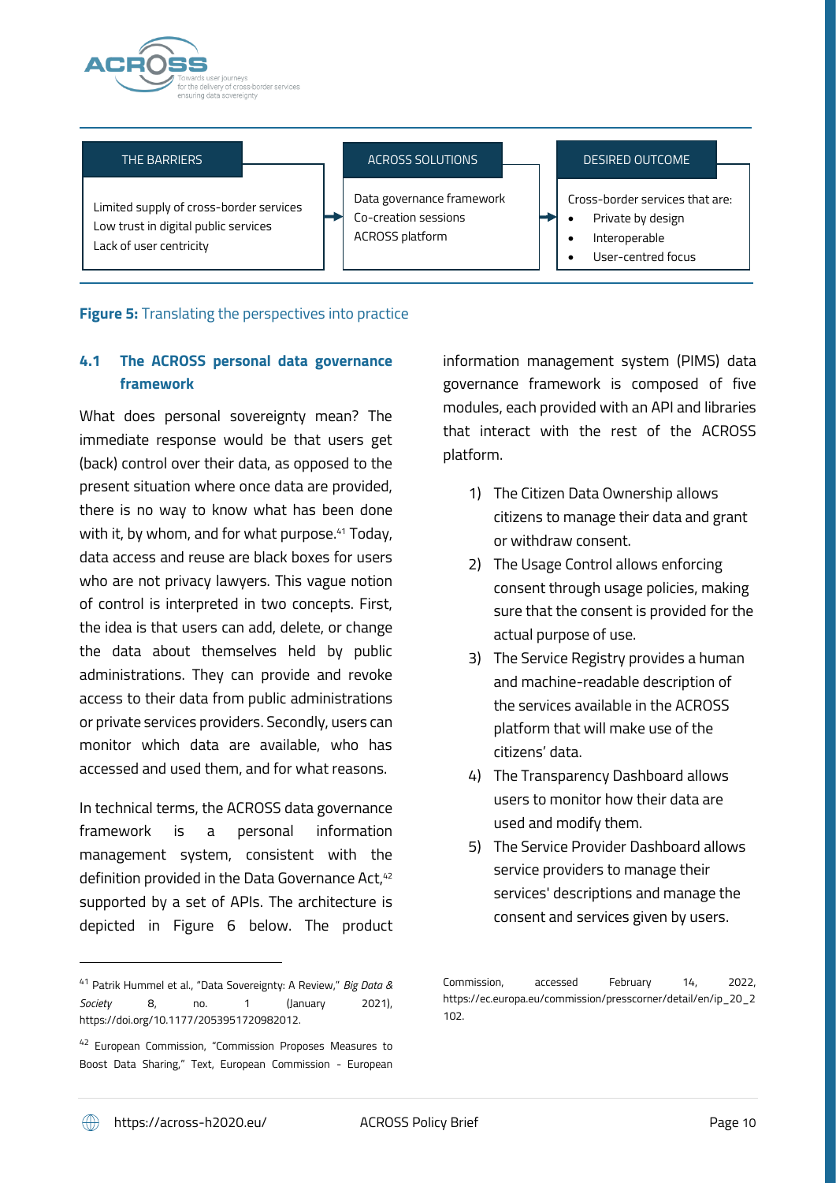| THE BARRIERS | ACROSS SOLUTIONS | DESIRED OUTCOME |
| --- | --- | --- |
| Limited supply of cross-border services<br>Low trust in digital public services<br>Lack of user centricity | Data governance framework<br>Co-creation sessions<br>ACROSS platform | Cross-border services that are:<br>• Private by design<br>• Interoperable<br>• User-centred focus |

**Figure 5:** Translating the perspectives into practice

## 4.1 The ACROSS personal data governance framework

What does personal sovereignty mean? The immediate response would be that users get (back) control over their data, as opposed to the present situation where once data are provided, there is no way to know what has been done with it, by whom, and for what purpose.[41] Today, data access and reuse are black boxes for users who are not privacy lawyers. This vague notion of control is interpreted in two concepts. First, the idea is that users can add, delete, or change the data about themselves held by public administrations. They can provide and revoke access to their data from public administrations or private services providers. Secondly, users can monitor which data are available, who has accessed and used them, and for what reasons.

In technical terms, the ACROSS data governance framework is a personal information management system, consistent with the definition provided in the Data Governance Act,[42] supported by a set of APIs. The architecture is depicted in Figure 6 below. The product information management system (PIMS) data governance framework is composed of five modules, each provided with an API and libraries that interact with the rest of the ACROSS platform.

1) The Citizen Data Ownership allows citizens to manage their data and grant or withdraw consent.
2) The Usage Control allows enforcing consent through usage policies, making sure that the consent is provided for the actual purpose of use.
3) The Service Registry provides a human and machine-readable description of the services available in the ACROSS platform that will make use of the citizens' data.
4) The Transparency Dashboard allows users to monitor how their data are used and modify them.
5) The Service Provider Dashboard allows service providers to manage their services' descriptions and manage the consent and services given by users.

---

[41] Patrik Hummel et al., "Data Sovereignty: A Review," *Big Data & Society* 8, no. 1 (January 2021), https://doi.org/10.1177/2053951720982012.

[42] European Commission, "Commission Proposes Measures to Boost Data Sharing," Text, European Commission - European Commission, accessed February 14, 2022, https://ec.europa.eu/commission/presscorner/detail/en/ip_20_2102.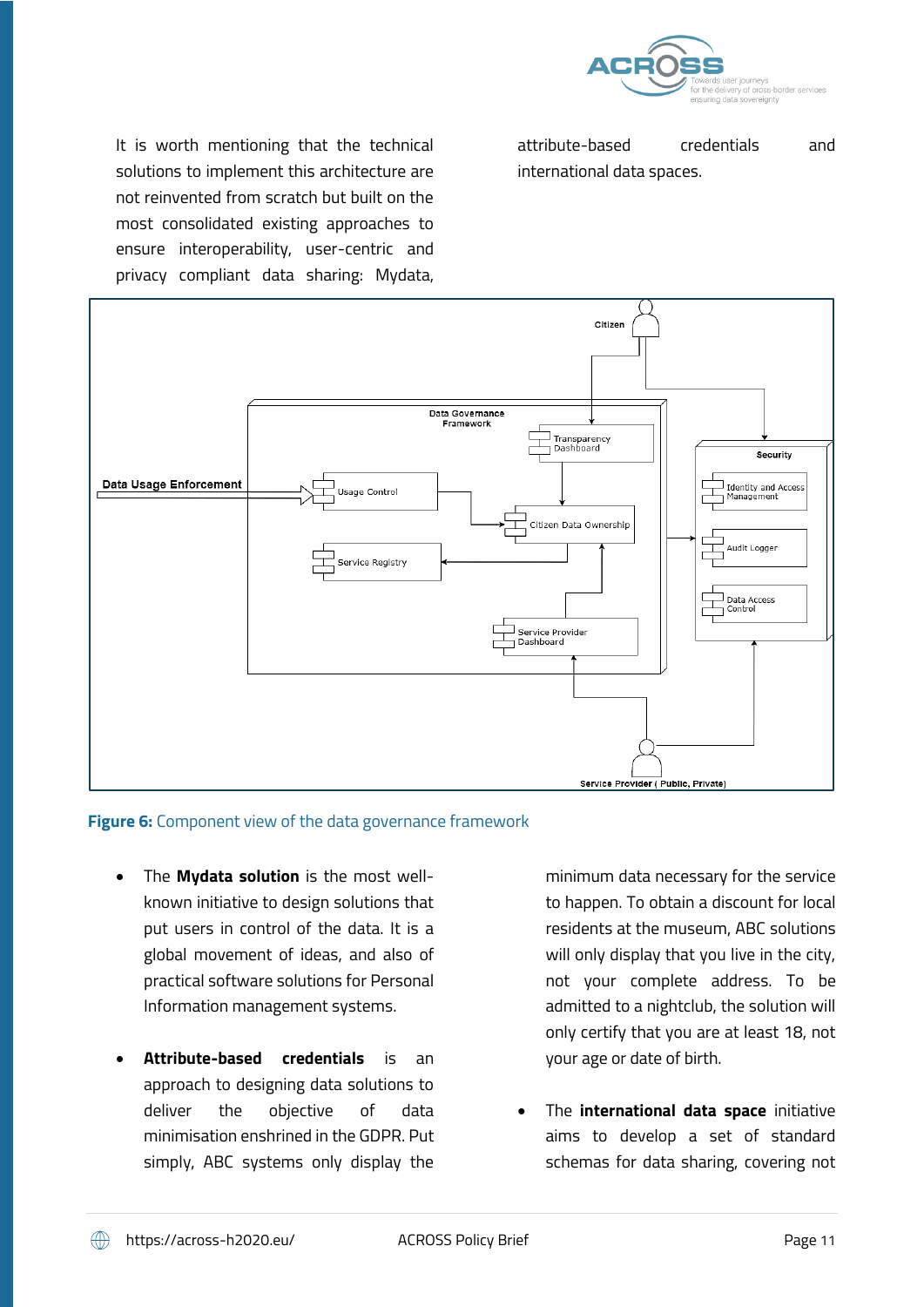It is worth mentioning that the technical solutions to implement this architecture are not reinvented from scratch but built on the most consolidated existing approaches to ensure interoperability, user-centric and privacy compliant data sharing: Mydata, attribute-based credentials and international data spaces.

**Figure 6:** Component view of the data governance framework

- The **Mydata solution** is the most well-known initiative to design solutions that put users in control of the data. It is a global movement of ideas, and also of practical software solutions for Personal Information management systems.

- **Attribute-based credentials** is an approach to designing data solutions to deliver the objective of data minimisation enshrined in the GDPR. Put simply, ABC systems only display the minimum data necessary for the service to happen. To obtain a discount for local residents at the museum, ABC solutions will only display that you live in the city, not your complete address. To be admitted to a nightclub, the solution will only certify that you are at least 18, not your age or date of birth.

- The **international data space** initiative aims to develop a set of standard schemas for data sharing, covering not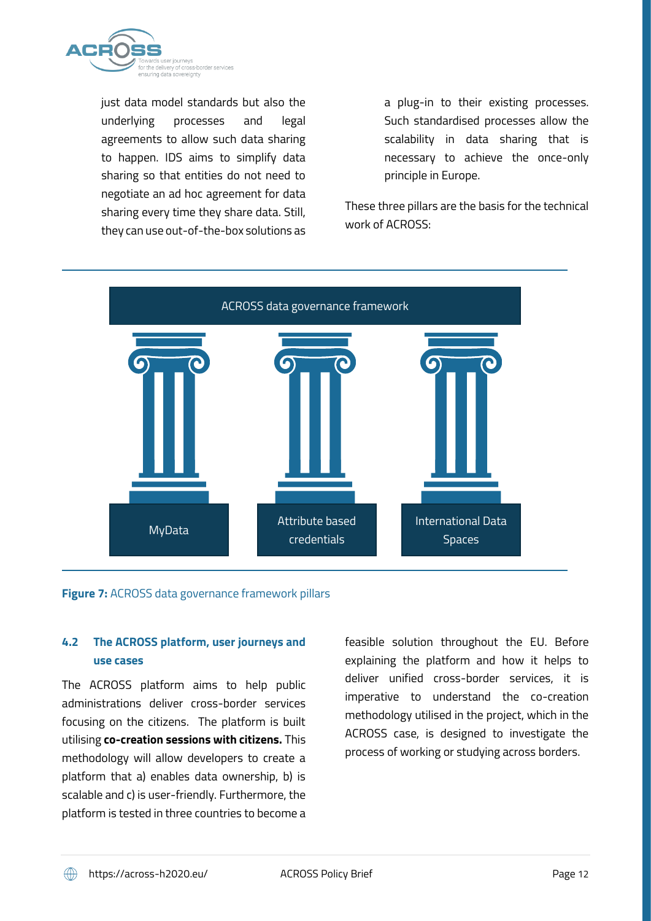just data model standards but also the underlying processes and legal agreements to allow such data sharing to happen. IDS aims to simplify data sharing so that entities do not need to negotiate an ad hoc agreement for data sharing every time they share data. Still, they can use out-of-the-box solutions as a plug-in to their existing processes. Such standardised processes allow the scalability in data sharing that is necessary to achieve the once-only principle in Europe.

These three pillars are the basis for the technical work of ACROSS:

ACROSS data governance framework

MyData

Attribute based credentials

International Data Spaces

**Figure 7:** ACROSS data governance framework pillars

### 4.2 The ACROSS platform, user journeys and use cases

The ACROSS platform aims to help public administrations deliver cross-border services focusing on the citizens. The platform is built utilising **co-creation sessions with citizens.** This methodology will allow developers to create a platform that a) enables data ownership, b) is scalable and c) is user-friendly. Furthermore, the platform is tested in three countries to become a feasible solution throughout the EU. Before explaining the platform and how it helps to deliver unified cross-border services, it is imperative to understand the co-creation methodology utilised in the project, which in the ACROSS case, is designed to investigate the process of working or studying across borders.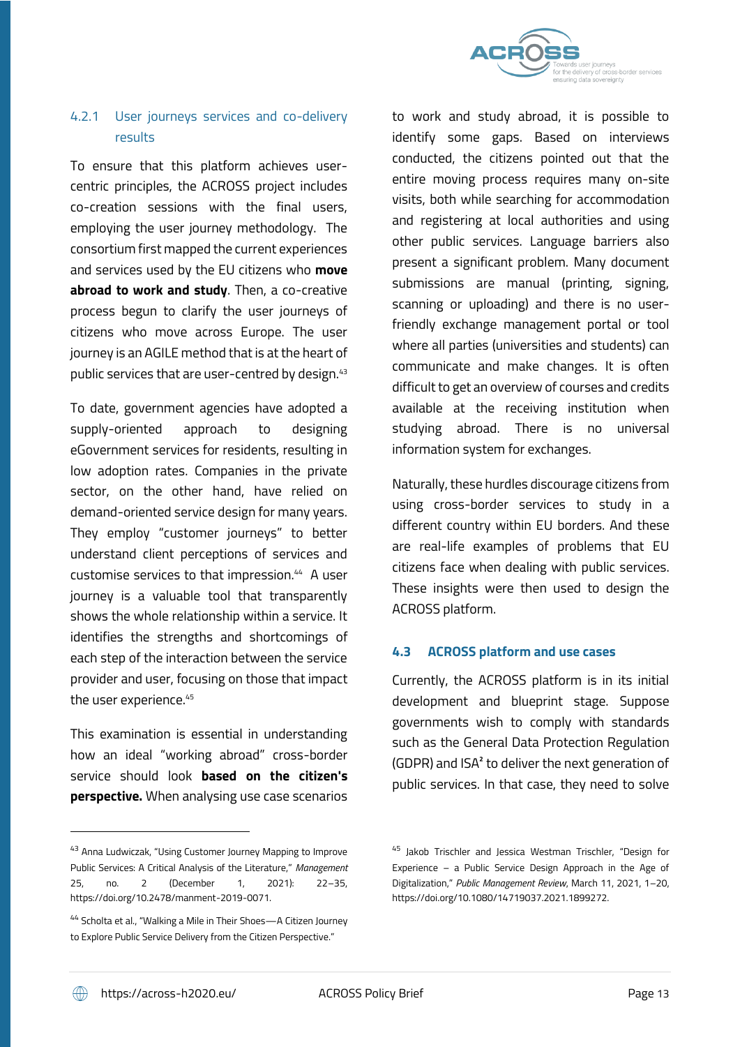### 4.2.1 User journeys services and co-delivery results

To ensure that this platform achieves user-centric principles, the ACROSS project includes co-creation sessions with the final users, employing the user journey methodology. The consortium first mapped the current experiences and services used by the EU citizens who **move abroad to work and study**. Then, a co-creative process begun to clarify the user journeys of citizens who move across Europe. The user journey is an AGILE method that is at the heart of public services that are user-centred by design.[43]

To date, government agencies have adopted a supply-oriented approach to designing eGovernment services for residents, resulting in low adoption rates. Companies in the private sector, on the other hand, have relied on demand-oriented service design for many years. They employ "customer journeys" to better understand client perceptions of services and customise services to that impression.[44] A user journey is a valuable tool that transparently shows the whole relationship within a service. It identifies the strengths and shortcomings of each step of the interaction between the service provider and user, focusing on those that impact the user experience.[45]

This examination is essential in understanding how an ideal "working abroad" cross-border service should look **based on the citizen's perspective.** When analysing use case scenarios to work and study abroad, it is possible to identify some gaps. Based on interviews conducted, the citizens pointed out that the entire moving process requires many on-site visits, both while searching for accommodation and registering at local authorities and using other public services. Language barriers also present a significant problem. Many document submissions are manual (printing, signing, scanning or uploading) and there is no user-friendly exchange management portal or tool where all parties (universities and students) can communicate and make changes. It is often difficult to get an overview of courses and credits available at the receiving institution when studying abroad. There is no universal information system for exchanges.

Naturally, these hurdles discourage citizens from using cross-border services to study in a different country within EU borders. And these are real-life examples of problems that EU citizens face when dealing with public services. These insights were then used to design the ACROSS platform.

## 4.3 ACROSS platform and use cases

Currently, the ACROSS platform is in its initial development and blueprint stage. Suppose governments wish to comply with standards such as the General Data Protection Regulation (GDPR) and ISA² to deliver the next generation of public services. In that case, they need to solve

---

[43] Anna Ludwiczak, "Using Customer Journey Mapping to Improve Public Services: A Critical Analysis of the Literature," *Management* 25, no. 2 (December 1, 2021): 22–35, https://doi.org/10.2478/manment-2019-0071.

[44] Scholta et al., "Walking a Mile in Their Shoes—A Citizen Journey to Explore Public Service Delivery from the Citizen Perspective."

[45] Jakob Trischler and Jessica Westman Trischler, "Design for Experience – a Public Service Design Approach in the Age of Digitalization," *Public Management Review*, March 11, 2021, 1–20, https://doi.org/10.1080/14719037.2021.1899272.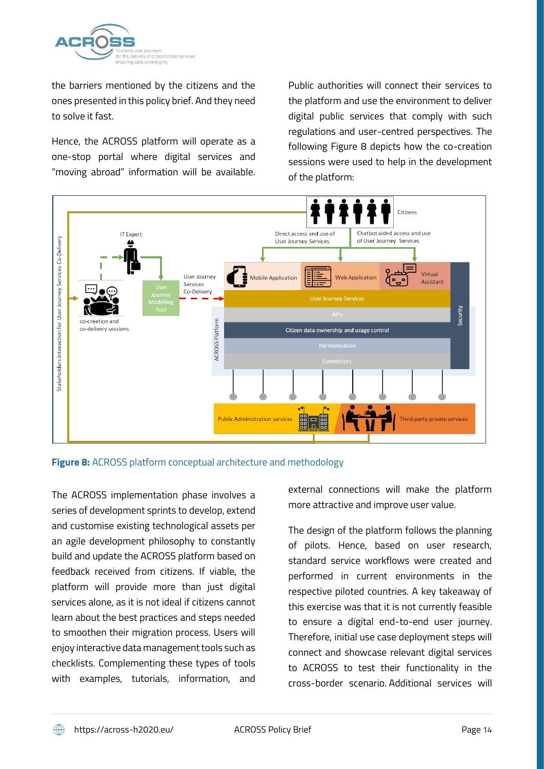the barriers mentioned by the citizens and the ones presented in this policy brief. And they need to solve it fast.

Hence, the ACROSS platform will operate as a one-stop portal where digital services and "moving abroad" information will be available. Public authorities will connect their services to the platform and use the environment to deliver digital public services that comply with such regulations and user-centred perspectives. The following Figure 8 depicts how the co-creation sessions were used to help in the development of the platform:

**Figure 8:** ACROSS platform conceptual architecture and methodology

The ACROSS implementation phase involves a series of development sprints to develop, extend and customise existing technological assets per an agile development philosophy to constantly build and update the ACROSS platform based on feedback received from citizens. If viable, the platform will provide more than just digital services alone, as it is not ideal if citizens cannot learn about the best practices and steps needed to smoothen their migration process. Users will enjoy interactive data management tools such as checklists. Complementing these types of tools with examples, tutorials, information, and external connections will make the platform more attractive and improve user value.

The design of the platform follows the planning of pilots. Hence, based on user research, standard service workflows were created and performed in current environments in the respective piloted countries. A key takeaway of this exercise was that it is not currently feasible to ensure a digital end-to-end user journey. Therefore, initial use case deployment steps will connect and showcase relevant digital services to ACROSS to test their functionality in the cross-border scenario. Additional services will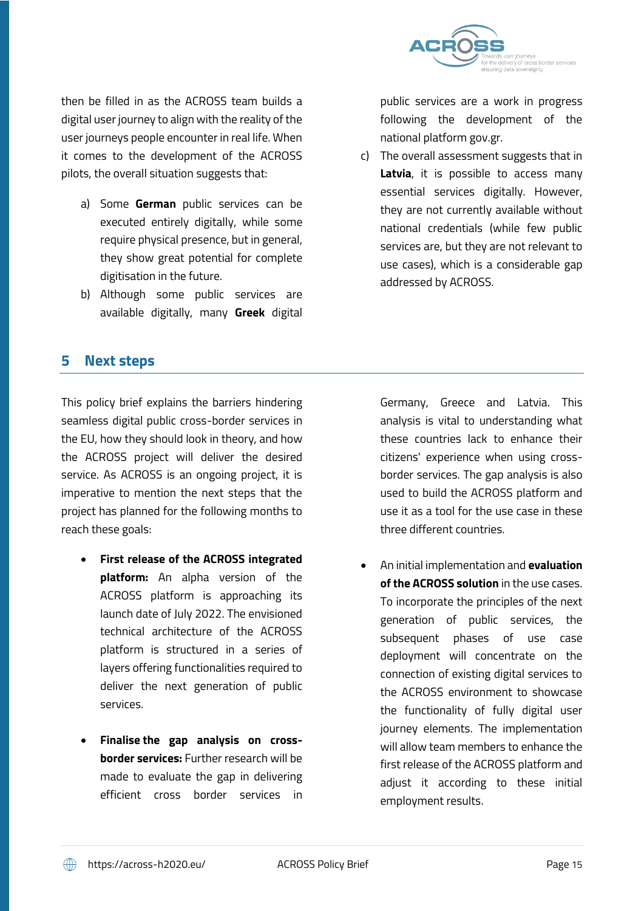then be filled in as the ACROSS team builds a digital user journey to align with the reality of the user journeys people encounter in real life. When it comes to the development of the ACROSS pilots, the overall situation suggests that:

a) Some **German** public services can be executed entirely digitally, while some require physical presence, but in general, they show great potential for complete digitisation in the future.
b) Although some public services are available digitally, many **Greek** digital public services are a work in progress following the development of the national platform gov.gr.
c) The overall assessment suggests that in **Latvia**, it is possible to access many essential services digitally. However, they are not currently available without national credentials (while few public services are, but they are not relevant to use cases), which is a considerable gap addressed by ACROSS.

## 5 Next steps

This policy brief explains the barriers hindering seamless digital public cross-border services in the EU, how they should look in theory, and how the ACROSS project will deliver the desired service. As ACROSS is an ongoing project, it is imperative to mention the next steps that the project has planned for the following months to reach these goals:

- **First release of the ACROSS integrated platform:** An alpha version of the ACROSS platform is approaching its launch date of July 2022. The envisioned technical architecture of the ACROSS platform is structured in a series of layers offering functionalities required to deliver the next generation of public services.

- **Finalise the gap analysis on cross-border services:** Further research will be made to evaluate the gap in delivering efficient cross border services in Germany, Greece and Latvia. This analysis is vital to understanding what these countries lack to enhance their citizens' experience when using cross-border services. The gap analysis is also used to build the ACROSS platform and use it as a tool for the use case in these three different countries.

- An initial implementation and **evaluation of the ACROSS solution** in the use cases. To incorporate the principles of the next generation of public services, the subsequent phases of use case deployment will concentrate on the connection of existing digital services to the ACROSS environment to showcase the functionality of fully digital user journey elements. The implementation will allow team members to enhance the first release of the ACROSS platform and adjust it according to these initial employment results.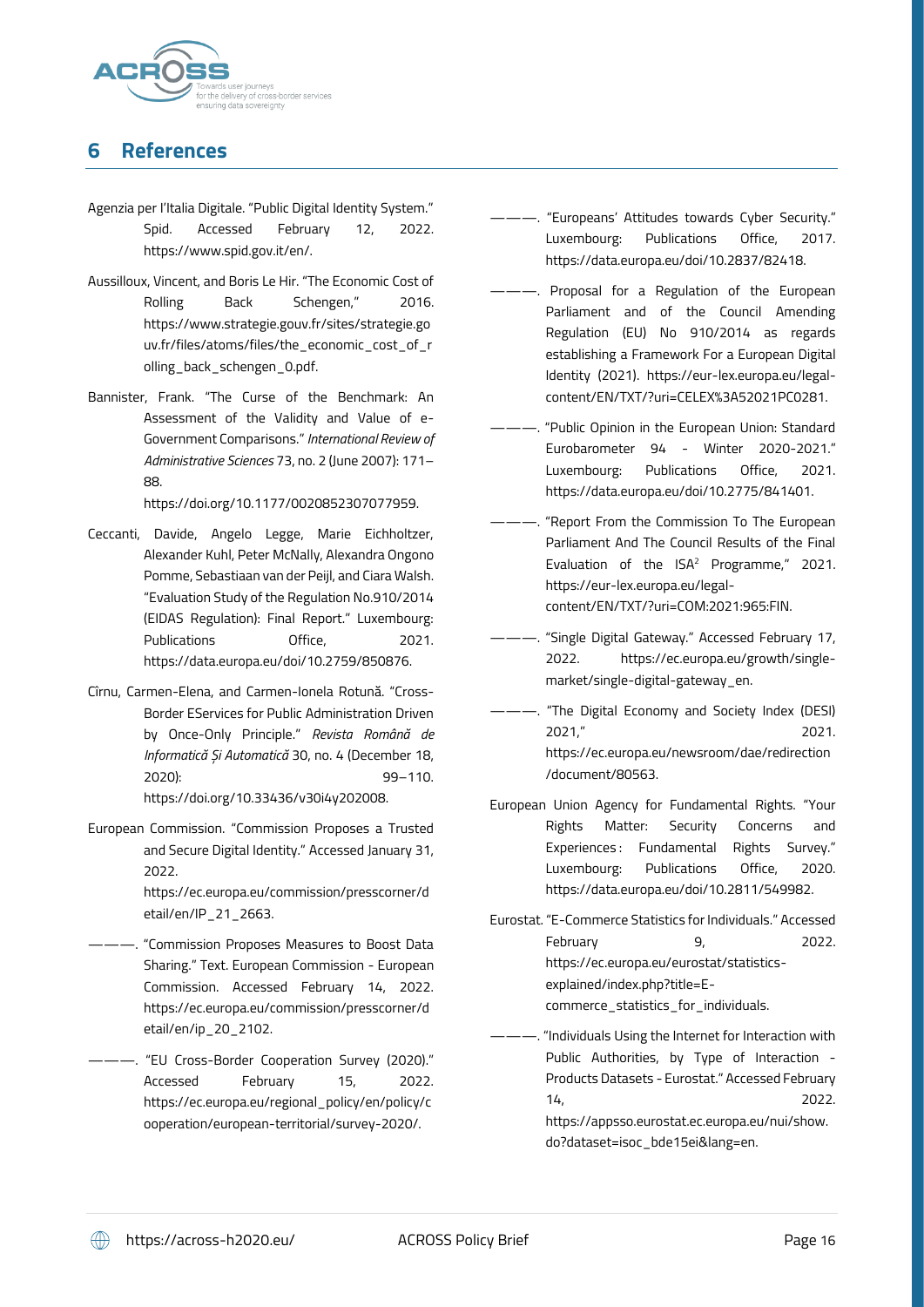# 6 References

Agenzia per l'Italia Digitale. "Public Digital Identity System." Spid. Accessed February 12, 2022. https://www.spid.gov.it/en/.

Aussilloux, Vincent, and Boris Le Hir. "The Economic Cost of Rolling Back Schengen," 2016. https://www.strategie.gouv.fr/sites/strategie.gouv.fr/files/atoms/files/the_economic_cost_of_rolling_back_schengen_0.pdf.

Bannister, Frank. "The Curse of the Benchmark: An Assessment of the Validity and Value of e-Government Comparisons." *International Review of Administrative Sciences* 73, no. 2 (June 2007): 171–88. https://doi.org/10.1177/0020852307077959.

Ceccanti, Davide, Angelo Legge, Marie Eichholtzer, Alexander Kuhl, Peter McNally, Alexandra Ongono Pomme, Sebastiaan van der Peijl, and Ciara Walsh. "Evaluation Study of the Regulation No.910/2014 (EIDAS Regulation): Final Report." Luxembourg: Publications Office, 2021. https://data.europa.eu/doi/10.2759/850876.

Cîrnu, Carmen-Elena, and Carmen-Ionela Rotună. "Cross-Border EServices for Public Administration Driven by Once-Only Principle." *Revista Română de Informatică Și Automatică* 30, no. 4 (December 18, 2020): 99–110. https://doi.org/10.33436/v30i4y202008.

European Commission. "Commission Proposes a Trusted and Secure Digital Identity." Accessed January 31, 2022. https://ec.europa.eu/commission/presscorner/detail/en/IP_21_2663.

———. "Commission Proposes Measures to Boost Data Sharing." Text. European Commission - European Commission. Accessed February 14, 2022. https://ec.europa.eu/commission/presscorner/detail/en/ip_20_2102.

———. "EU Cross-Border Cooperation Survey (2020)." Accessed February 15, 2022. https://ec.europa.eu/regional_policy/en/policy/cooperation/european-territorial/survey-2020/.

———. "Europeans' Attitudes towards Cyber Security." Luxembourg: Publications Office, 2017. https://data.europa.eu/doi/10.2837/82418.

———. Proposal for a Regulation of the European Parliament and of the Council Amending Regulation (EU) No 910/2014 as regards establishing a Framework For a European Digital Identity (2021). https://eur-lex.europa.eu/legal-content/EN/TXT/?uri=CELEX%3A52021PC0281.

———. "Public Opinion in the European Union: Standard Eurobarometer 94 - Winter 2020-2021." Luxembourg: Publications Office, 2021. https://data.europa.eu/doi/10.2775/841401.

———. "Report From the Commission To The European Parliament And The Council Results of the Final Evaluation of the ISA² Programme," 2021. https://eur-lex.europa.eu/legal-content/EN/TXT/?uri=COM:2021:965:FIN.

———. "Single Digital Gateway." Accessed February 17, 2022. https://ec.europa.eu/growth/single-market/single-digital-gateway_en.

———. "The Digital Economy and Society Index (DESI) 2021," 2021. https://ec.europa.eu/newsroom/dae/redirection/document/80563.

European Union Agency for Fundamental Rights. "Your Rights Matter: Security Concerns and Experiences : Fundamental Rights Survey." Luxembourg: Publications Office, 2020. https://data.europa.eu/doi/10.2811/549982.

Eurostat. "E-Commerce Statistics for Individuals." Accessed February 9, 2022. https://ec.europa.eu/eurostat/statistics-explained/index.php?title=E-commerce_statistics_for_individuals.

———. "Individuals Using the Internet for Interaction with Public Authorities, by Type of Interaction - Products Datasets - Eurostat." Accessed February 14, 2022. https://appsso.eurostat.ec.europa.eu/nui/show.do?dataset=isoc_bde15ei&lang=en.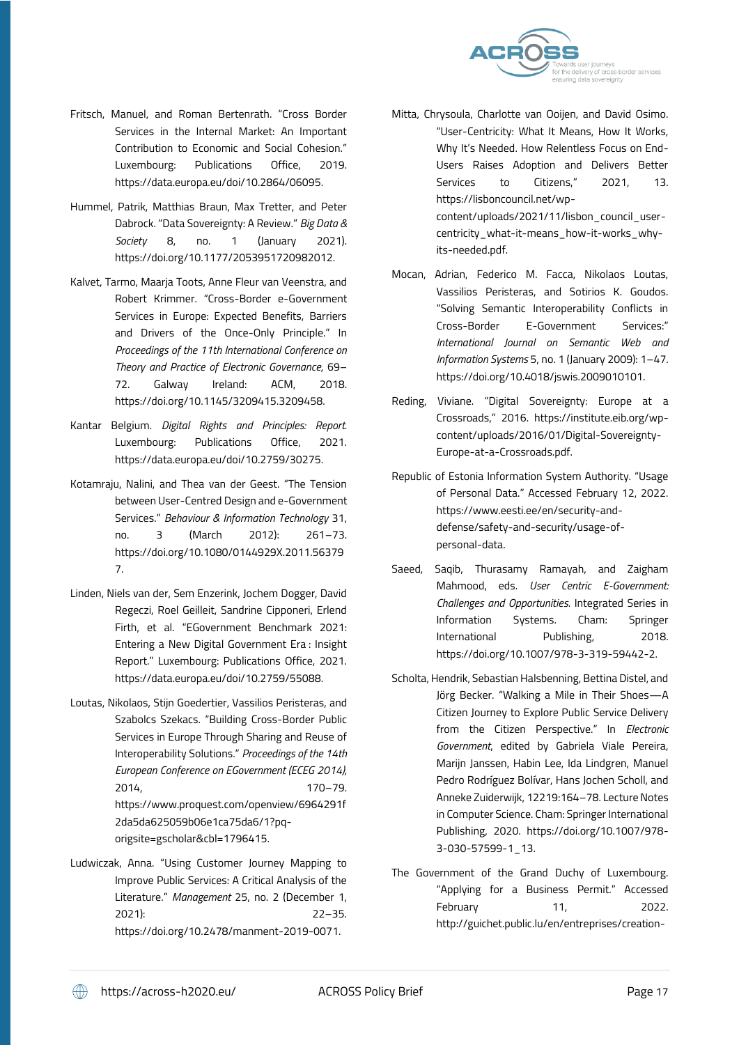Fritsch, Manuel, and Roman Bertenrath. "Cross Border Services in the Internal Market: An Important Contribution to Economic and Social Cohesion." Luxembourg: Publications Office, 2019. https://data.europa.eu/doi/10.2864/06095.

Hummel, Patrik, Matthias Braun, Max Tretter, and Peter Dabrock. "Data Sovereignty: A Review." *Big Data & Society* 8, no. 1 (January 2021). https://doi.org/10.1177/2053951720982012.

Kalvet, Tarmo, Maarja Toots, Anne Fleur van Veenstra, and Robert Krimmer. "Cross-Border e-Government Services in Europe: Expected Benefits, Barriers and Drivers of the Once-Only Principle." In *Proceedings of the 11th International Conference on Theory and Practice of Electronic Governance*, 69–72. Galway Ireland: ACM, 2018. https://doi.org/10.1145/3209415.3209458.

Kantar Belgium. *Digital Rights and Principles: Report.* Luxembourg: Publications Office, 2021. https://data.europa.eu/doi/10.2759/30275.

Kotamraju, Nalini, and Thea van der Geest. "The Tension between User-Centred Design and e-Government Services." *Behaviour & Information Technology* 31, no. 3 (March 2012): 261–73. https://doi.org/10.1080/0144929X.2011.563797.

Linden, Niels van der, Sem Enzerink, Jochem Dogger, David Regeczi, Roel Geilleit, Sandrine Cipponeri, Erlend Firth, et al. "EGovernment Benchmark 2021: Entering a New Digital Government Era : Insight Report." Luxembourg: Publications Office, 2021. https://data.europa.eu/doi/10.2759/55088.

Loutas, Nikolaos, Stijn Goedertier, Vassilios Peristeras, and Szabolcs Szekacs. "Building Cross-Border Public Services in Europe Through Sharing and Reuse of Interoperability Solutions." *Proceedings of the 14th European Conference on EGovernment (ECEG 2014)*, 2014, 170–79. https://www.proquest.com/openview/6964291f2da5da625059b06e1ca75da6/1?pq-origsite=gscholar&cbl=1796415.

Ludwiczak, Anna. "Using Customer Journey Mapping to Improve Public Services: A Critical Analysis of the Literature." *Management* 25, no. 2 (December 1, 2021): 22–35. https://doi.org/10.2478/manment-2019-0071.

Mitta, Chrysoula, Charlotte van Ooijen, and David Osimo. "User-Centricity: What It Means, How It Works, Why It's Needed. How Relentless Focus on End-Users Raises Adoption and Delivers Better Services to Citizens," 2021, 13. https://lisboncouncil.net/wp-content/uploads/2021/11/lisbon_council_user-centricity_what-it-means_how-it-works_why-its-needed.pdf.

Mocan, Adrian, Federico M. Facca, Nikolaos Loutas, Vassilios Peristeras, and Sotirios K. Goudos. "Solving Semantic Interoperability Conflicts in Cross-Border E-Government Services:" *International Journal on Semantic Web and Information Systems* 5, no. 1 (January 2009): 1–47. https://doi.org/10.4018/jswis.2009010101.

Reding, Viviane. "Digital Sovereignty: Europe at a Crossroads," 2016. https://institute.eib.org/wp-content/uploads/2016/01/Digital-Sovereignty-Europe-at-a-Crossroads.pdf.

Republic of Estonia Information System Authority. "Usage of Personal Data." Accessed February 12, 2022. https://www.eesti.ee/en/security-and-defense/safety-and-security/usage-of-personal-data.

Saeed, Saqib, Thurasamy Ramayah, and Zaigham Mahmood, eds. *User Centric E-Government: Challenges and Opportunities.* Integrated Series in Information Systems. Cham: Springer International Publishing, 2018. https://doi.org/10.1007/978-3-319-59442-2.

Scholta, Hendrik, Sebastian Halsbenning, Bettina Distel, and Jörg Becker. "Walking a Mile in Their Shoes—A Citizen Journey to Explore Public Service Delivery from the Citizen Perspective." In *Electronic Government*, edited by Gabriela Viale Pereira, Marijn Janssen, Habin Lee, Ida Lindgren, Manuel Pedro Rodríguez Bolívar, Hans Jochen Scholl, and Anneke Zuiderwijk, 12219:164–78. Lecture Notes in Computer Science. Cham: Springer International Publishing, 2020. https://doi.org/10.1007/978-3-030-57599-1_13.

The Government of the Grand Duchy of Luxembourg. "Applying for a Business Permit." Accessed February 11, 2022. http://guichet.public.lu/en/entreprises/creation-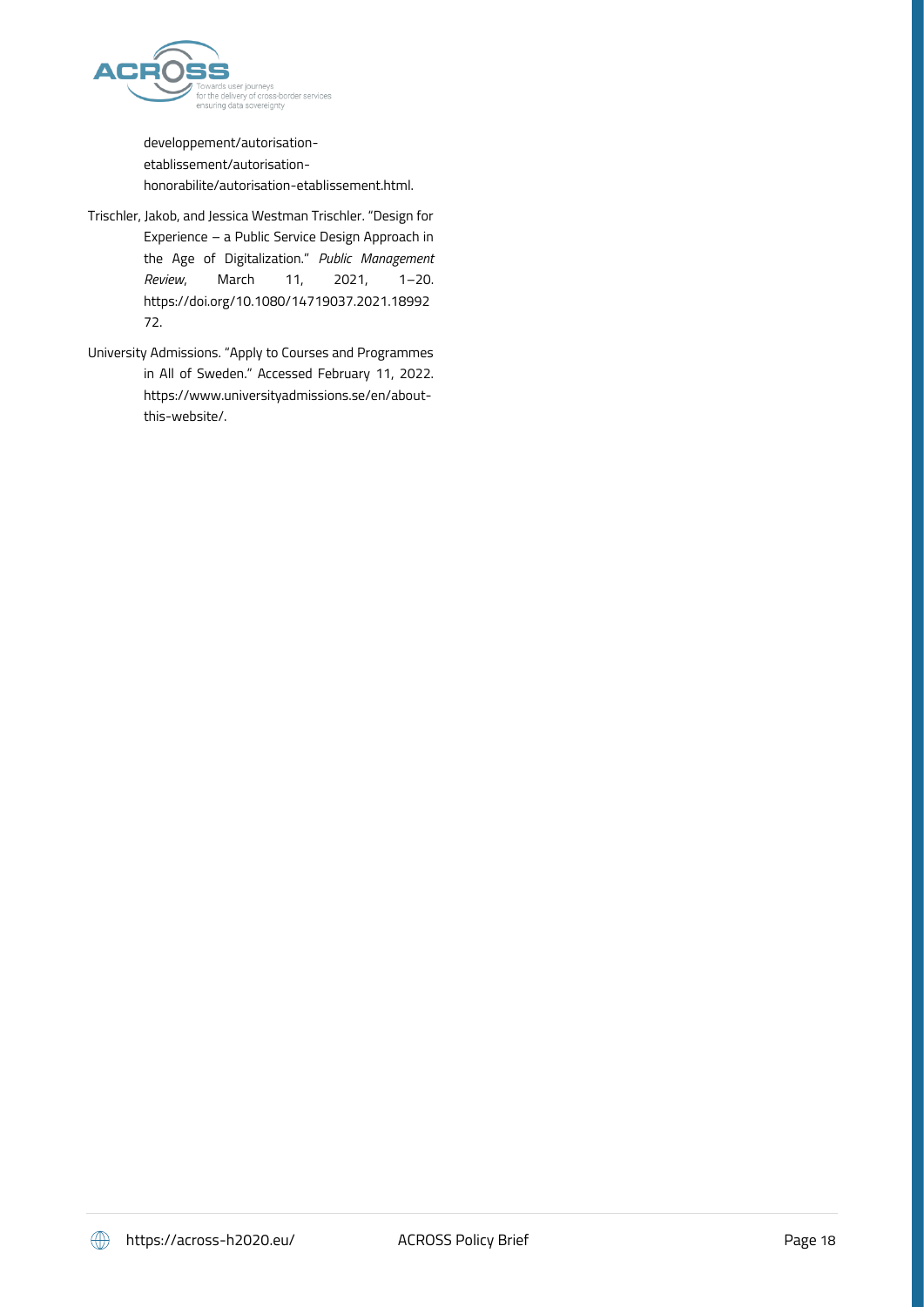developpement/autorisation-etablissement/autorisation-honorabilite/autorisation-etablissement.html.

Trischler, Jakob, and Jessica Westman Trischler. "Design for Experience – a Public Service Design Approach in the Age of Digitalization." *Public Management Review*, March 11, 2021, 1–20. https://doi.org/10.1080/14719037.2021.1899272.

University Admissions. "Apply to Courses and Programmes in All of Sweden." Accessed February 11, 2022. https://www.universityadmissions.se/en/about-this-website/.